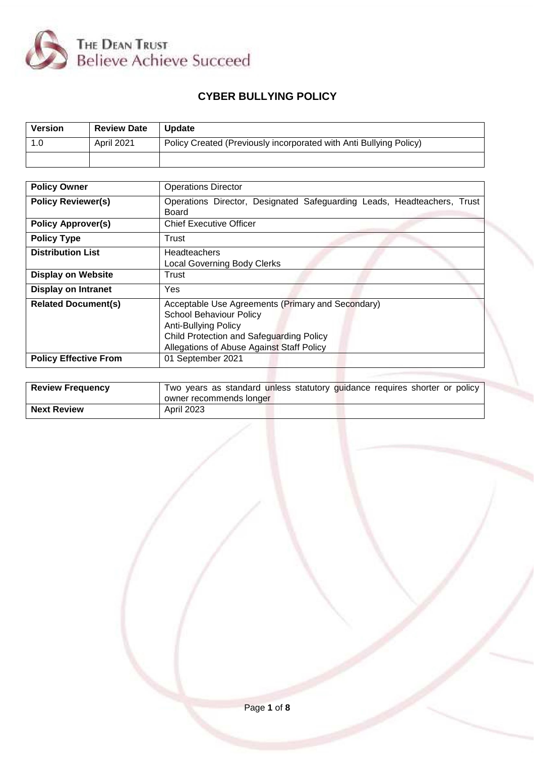THE DEAN TRUST
Believe Achieve Succeed

# CYBER BULLYING POLICY

| Version | Review Date | Update |
|---|---|---|
| 1.0 | April 2021 | Policy Created (Previously incorporated with Anti Bullying Policy) |
| | | |

| | |
|---|---|
| **Policy Owner** | Operations Director |
| **Policy Reviewer(s)** | Operations Director, Designated Safeguarding Leads, Headteachers, Trust Board |
| **Policy Approver(s)** | Chief Executive Officer |
| **Policy Type** | Trust |
| **Distribution List** | Headteachers<br>Local Governing Body Clerks |
| **Display on Website** | Trust |
| **Display on Intranet** | Yes |
| **Related Document(s)** | Acceptable Use Agreements (Primary and Secondary)<br>School Behaviour Policy<br>Anti-Bullying Policy<br>Child Protection and Safeguarding Policy<br>Allegations of Abuse Against Staff Policy |
| **Policy Effective From** | 01 September 2021 |

| | |
|---|---|
| **Review Frequency** | Two years as standard unless statutory guidance requires shorter or policy owner recommends longer |
| **Next Review** | April 2023 |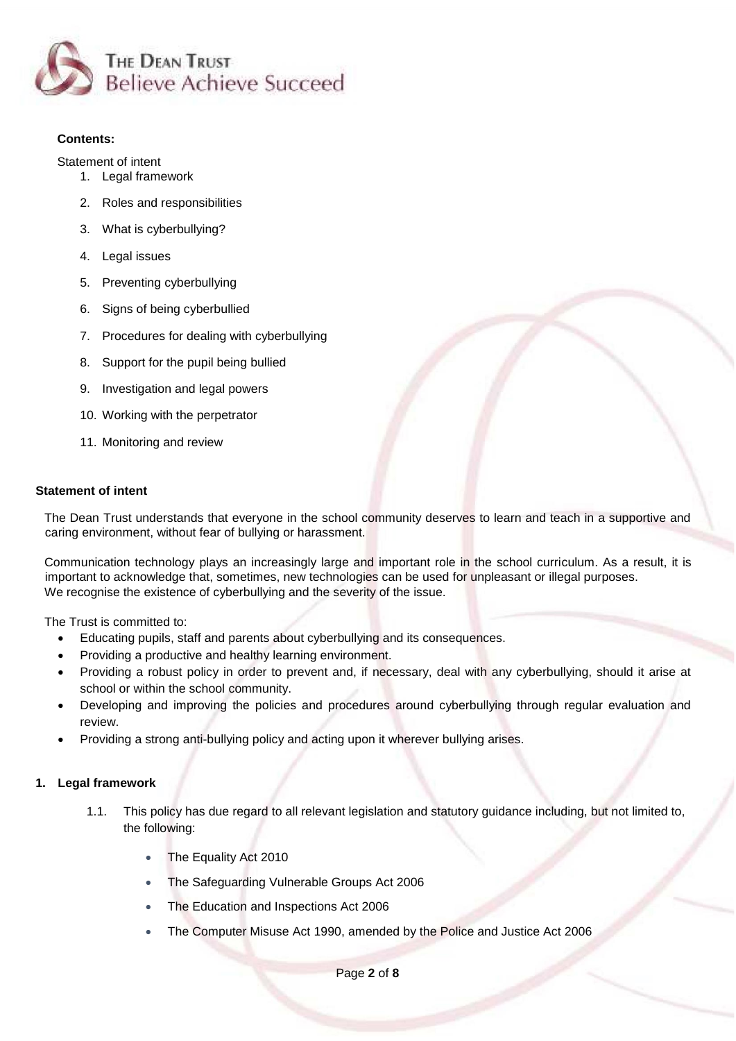**Contents:**

Statement of intent

1. Legal framework
2. Roles and responsibilities
3. What is cyberbullying?
4. Legal issues
5. Preventing cyberbullying
6. Signs of being cyberbullied
7. Procedures for dealing with cyberbullying
8. Support for the pupil being bullied
9. Investigation and legal powers
10. Working with the perpetrator
11. Monitoring and review

**Statement of intent**

The Dean Trust understands that everyone in the school community deserves to learn and teach in a supportive and caring environment, without fear of bullying or harassment.

Communication technology plays an increasingly large and important role in the school curriculum. As a result, it is important to acknowledge that, sometimes, new technologies can be used for unpleasant or illegal purposes.
We recognise the existence of cyberbullying and the severity of the issue.

The Trust is committed to:

- Educating pupils, staff and parents about cyberbullying and its consequences.
- Providing a productive and healthy learning environment.
- Providing a robust policy in order to prevent and, if necessary, deal with any cyberbullying, should it arise at school or within the school community.
- Developing and improving the policies and procedures around cyberbullying through regular evaluation and review.
- Providing a strong anti-bullying policy and acting upon it wherever bullying arises.

**1. Legal framework**

1.1. This policy has due regard to all relevant legislation and statutory guidance including, but not limited to, the following:

- The Equality Act 2010
- The Safeguarding Vulnerable Groups Act 2006
- The Education and Inspections Act 2006
- The Computer Misuse Act 1990, amended by the Police and Justice Act 2006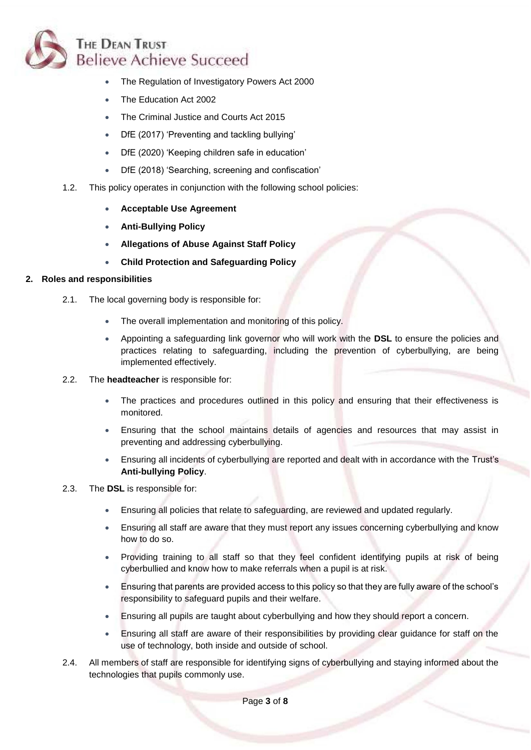- The Regulation of Investigatory Powers Act 2000
- The Education Act 2002
- The Criminal Justice and Courts Act 2015
- DfE (2017) 'Preventing and tackling bullying'
- DfE (2020) 'Keeping children safe in education'
- DfE (2018) 'Searching, screening and confiscation'

1.2. This policy operates in conjunction with the following school policies:

- **Acceptable Use Agreement**
- **Anti-Bullying Policy**
- **Allegations of Abuse Against Staff Policy**
- **Child Protection and Safeguarding Policy**

## 2. Roles and responsibilities

2.1. The local governing body is responsible for:

- The overall implementation and monitoring of this policy.
- Appointing a safeguarding link governor who will work with the **DSL** to ensure the policies and practices relating to safeguarding, including the prevention of cyberbullying, are being implemented effectively.

2.2. The **headteacher** is responsible for:

- The practices and procedures outlined in this policy and ensuring that their effectiveness is monitored.
- Ensuring that the school maintains details of agencies and resources that may assist in preventing and addressing cyberbullying.
- Ensuring all incidents of cyberbullying are reported and dealt with in accordance with the Trust's **Anti-bullying Policy**.

2.3. The **DSL** is responsible for:

- Ensuring all policies that relate to safeguarding, are reviewed and updated regularly.
- Ensuring all staff are aware that they must report any issues concerning cyberbullying and know how to do so.
- Providing training to all staff so that they feel confident identifying pupils at risk of being cyberbullied and know how to make referrals when a pupil is at risk.
- Ensuring that parents are provided access to this policy so that they are fully aware of the school's responsibility to safeguard pupils and their welfare.
- Ensuring all pupils are taught about cyberbullying and how they should report a concern.
- Ensuring all staff are aware of their responsibilities by providing clear guidance for staff on the use of technology, both inside and outside of school.

2.4. All members of staff are responsible for identifying signs of cyberbullying and staying informed about the technologies that pupils commonly use.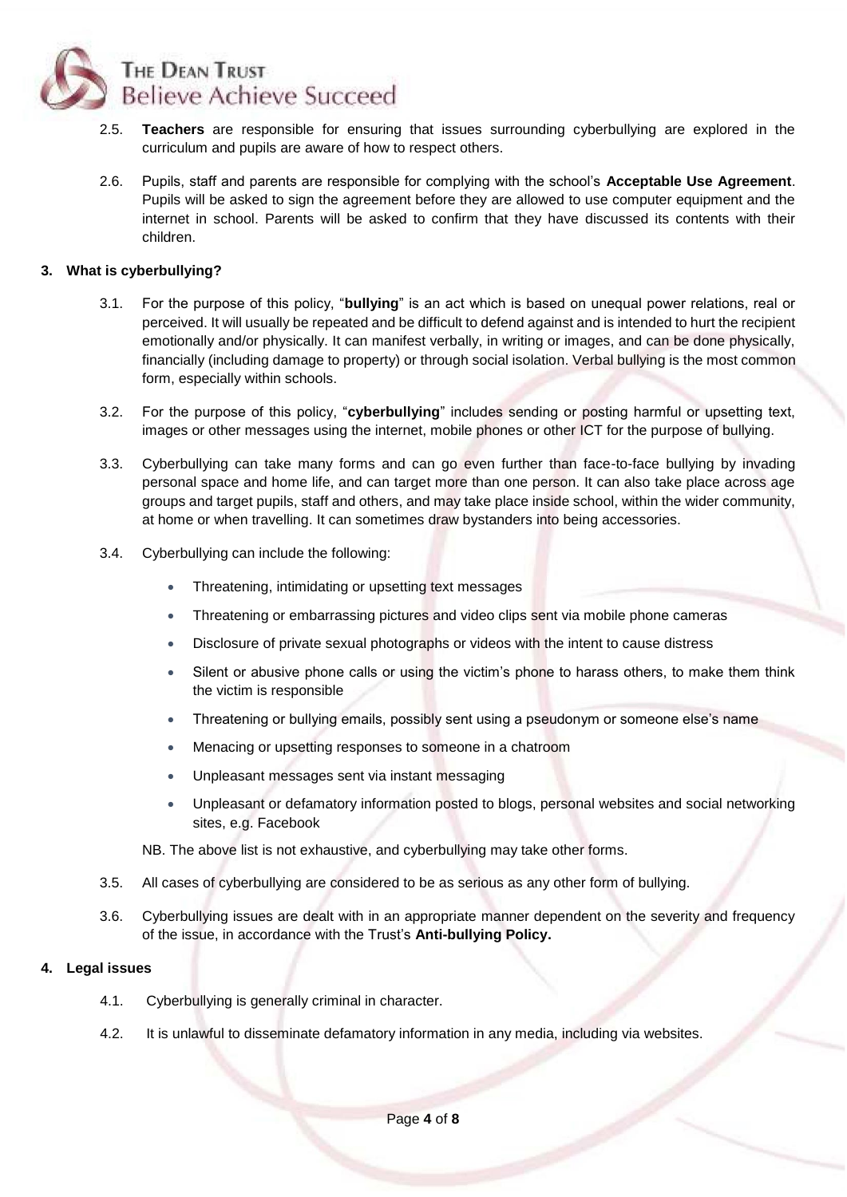2.5. **Teachers** are responsible for ensuring that issues surrounding cyberbullying are explored in the curriculum and pupils are aware of how to respect others.

2.6. Pupils, staff and parents are responsible for complying with the school's **Acceptable Use Agreement**. Pupils will be asked to sign the agreement before they are allowed to use computer equipment and the internet in school. Parents will be asked to confirm that they have discussed its contents with their children.

## 3. What is cyberbullying?

3.1. For the purpose of this policy, "**bullying**" is an act which is based on unequal power relations, real or perceived. It will usually be repeated and be difficult to defend against and is intended to hurt the recipient emotionally and/or physically. It can manifest verbally, in writing or images, and can be done physically, financially (including damage to property) or through social isolation. Verbal bullying is the most common form, especially within schools.

3.2. For the purpose of this policy, "**cyberbullying**" includes sending or posting harmful or upsetting text, images or other messages using the internet, mobile phones or other ICT for the purpose of bullying.

3.3. Cyberbullying can take many forms and can go even further than face-to-face bullying by invading personal space and home life, and can target more than one person. It can also take place across age groups and target pupils, staff and others, and may take place inside school, within the wider community, at home or when travelling. It can sometimes draw bystanders into being accessories.

3.4. Cyberbullying can include the following:

- Threatening, intimidating or upsetting text messages
- Threatening or embarrassing pictures and video clips sent via mobile phone cameras
- Disclosure of private sexual photographs or videos with the intent to cause distress
- Silent or abusive phone calls or using the victim's phone to harass others, to make them think the victim is responsible
- Threatening or bullying emails, possibly sent using a pseudonym or someone else's name
- Menacing or upsetting responses to someone in a chatroom
- Unpleasant messages sent via instant messaging
- Unpleasant or defamatory information posted to blogs, personal websites and social networking sites, e.g. Facebook

NB. The above list is not exhaustive, and cyberbullying may take other forms.

3.5. All cases of cyberbullying are considered to be as serious as any other form of bullying.

3.6. Cyberbullying issues are dealt with in an appropriate manner dependent on the severity and frequency of the issue, in accordance with the Trust's **Anti-bullying Policy.**

## 4. Legal issues

4.1. Cyberbullying is generally criminal in character.

4.2. It is unlawful to disseminate defamatory information in any media, including via websites.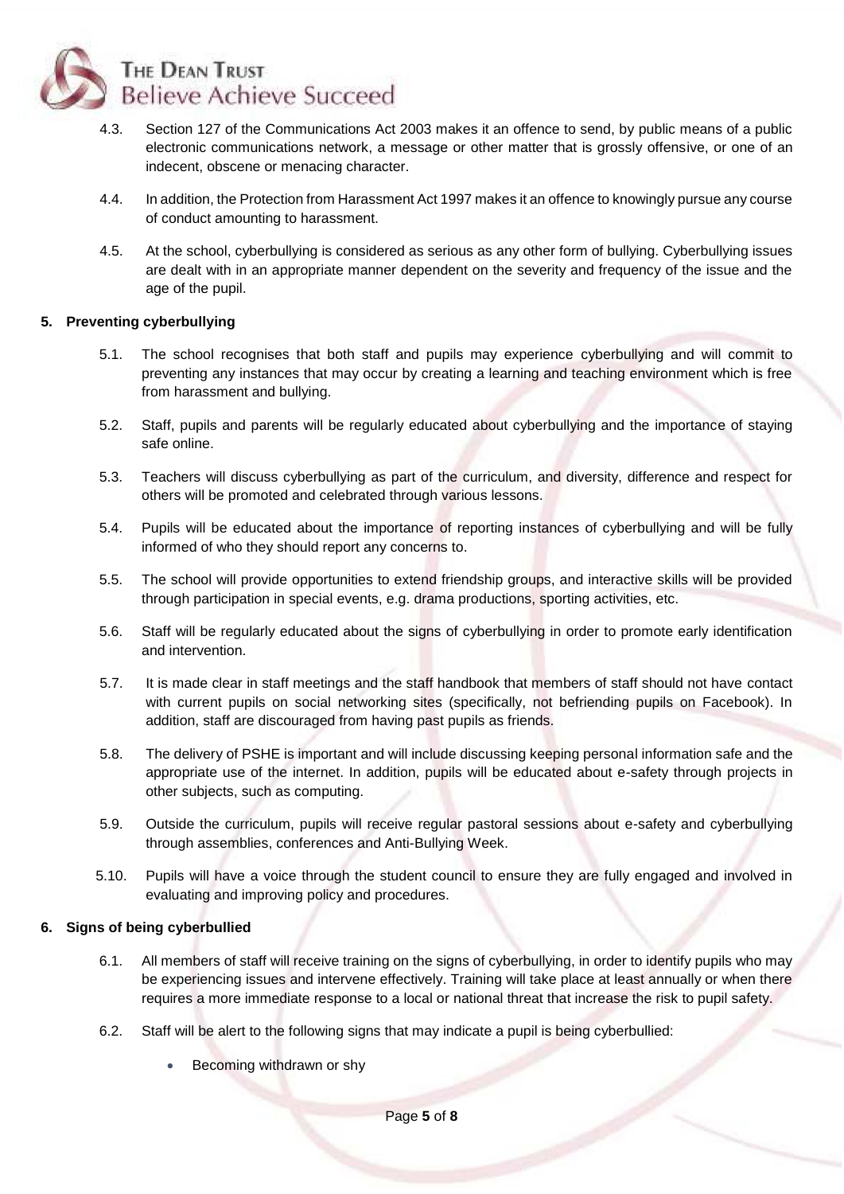4.3. Section 127 of the Communications Act 2003 makes it an offence to send, by public means of a public electronic communications network, a message or other matter that is grossly offensive, or one of an indecent, obscene or menacing character.

4.4. In addition, the Protection from Harassment Act 1997 makes it an offence to knowingly pursue any course of conduct amounting to harassment.

4.5. At the school, cyberbullying is considered as serious as any other form of bullying. Cyberbullying issues are dealt with in an appropriate manner dependent on the severity and frequency of the issue and the age of the pupil.

## 5. Preventing cyberbullying

5.1. The school recognises that both staff and pupils may experience cyberbullying and will commit to preventing any instances that may occur by creating a learning and teaching environment which is free from harassment and bullying.

5.2. Staff, pupils and parents will be regularly educated about cyberbullying and the importance of staying safe online.

5.3. Teachers will discuss cyberbullying as part of the curriculum, and diversity, difference and respect for others will be promoted and celebrated through various lessons.

5.4. Pupils will be educated about the importance of reporting instances of cyberbullying and will be fully informed of who they should report any concerns to.

5.5. The school will provide opportunities to extend friendship groups, and interactive skills will be provided through participation in special events, e.g. drama productions, sporting activities, etc.

5.6. Staff will be regularly educated about the signs of cyberbullying in order to promote early identification and intervention.

5.7. It is made clear in staff meetings and the staff handbook that members of staff should not have contact with current pupils on social networking sites (specifically, not befriending pupils on Facebook). In addition, staff are discouraged from having past pupils as friends.

5.8. The delivery of PSHE is important and will include discussing keeping personal information safe and the appropriate use of the internet. In addition, pupils will be educated about e-safety through projects in other subjects, such as computing.

5.9. Outside the curriculum, pupils will receive regular pastoral sessions about e-safety and cyberbullying through assemblies, conferences and Anti-Bullying Week.

5.10. Pupils will have a voice through the student council to ensure they are fully engaged and involved in evaluating and improving policy and procedures.

## 6. Signs of being cyberbullied

6.1. All members of staff will receive training on the signs of cyberbullying, in order to identify pupils who may be experiencing issues and intervene effectively. Training will take place at least annually or when there requires a more immediate response to a local or national threat that increase the risk to pupil safety.

6.2. Staff will be alert to the following signs that may indicate a pupil is being cyberbullied:

- Becoming withdrawn or shy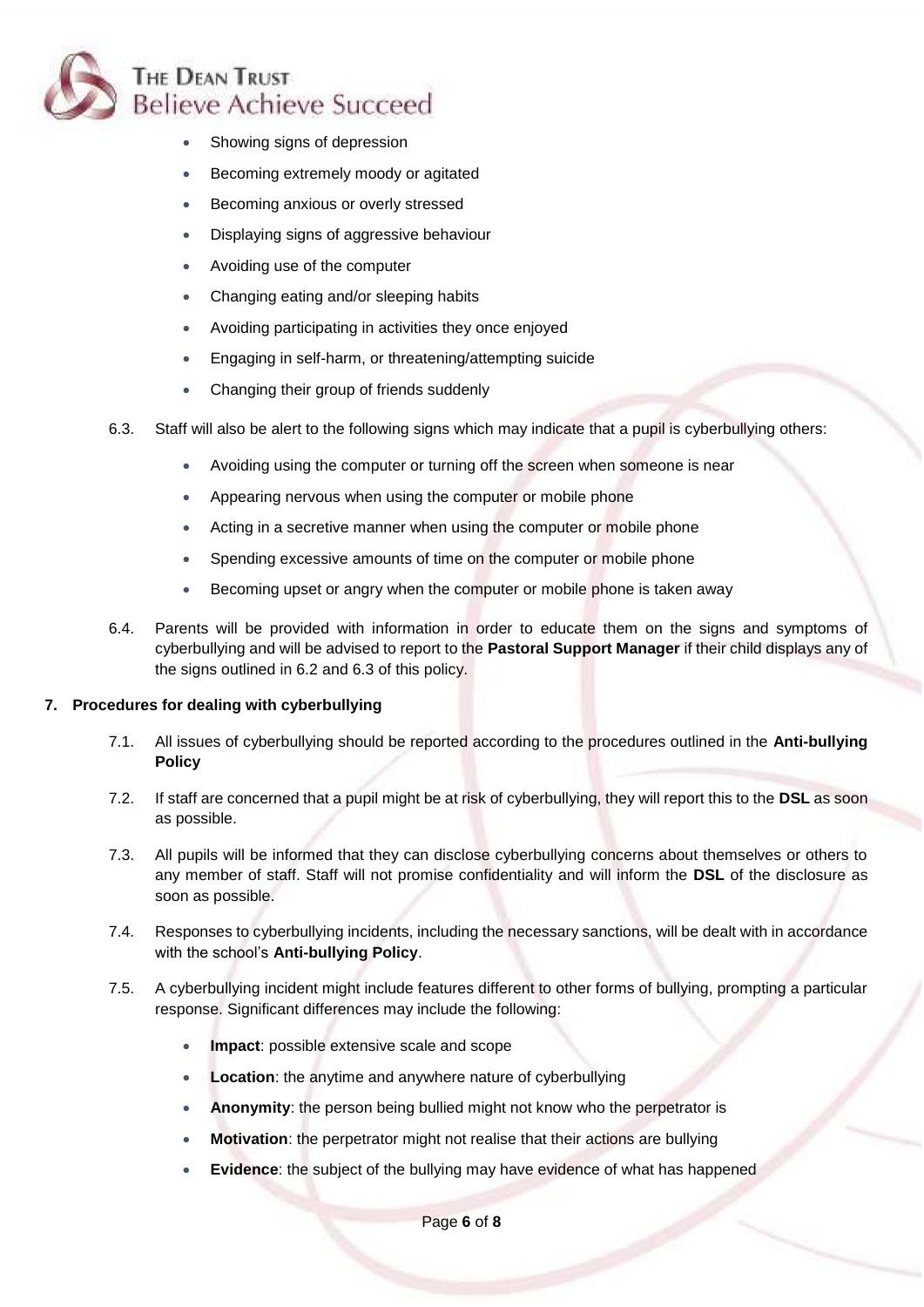- Showing signs of depression
- Becoming extremely moody or agitated
- Becoming anxious or overly stressed
- Displaying signs of aggressive behaviour
- Avoiding use of the computer
- Changing eating and/or sleeping habits
- Avoiding participating in activities they once enjoyed
- Engaging in self-harm, or threatening/attempting suicide
- Changing their group of friends suddenly

6.3. Staff will also be alert to the following signs which may indicate that a pupil is cyberbullying others:

- Avoiding using the computer or turning off the screen when someone is near
- Appearing nervous when using the computer or mobile phone
- Acting in a secretive manner when using the computer or mobile phone
- Spending excessive amounts of time on the computer or mobile phone
- Becoming upset or angry when the computer or mobile phone is taken away

6.4. Parents will be provided with information in order to educate them on the signs and symptoms of cyberbullying and will be advised to report to the **Pastoral Support Manager** if their child displays any of the signs outlined in 6.2 and 6.3 of this policy.

## 7. Procedures for dealing with cyberbullying

7.1. All issues of cyberbullying should be reported according to the procedures outlined in the **Anti-bullying Policy**

7.2. If staff are concerned that a pupil might be at risk of cyberbullying, they will report this to the **DSL** as soon as possible.

7.3. All pupils will be informed that they can disclose cyberbullying concerns about themselves or others to any member of staff. Staff will not promise confidentiality and will inform the **DSL** of the disclosure as soon as possible.

7.4. Responses to cyberbullying incidents, including the necessary sanctions, will be dealt with in accordance with the school's **Anti-bullying Policy**.

7.5. A cyberbullying incident might include features different to other forms of bullying, prompting a particular response. Significant differences may include the following:

- **Impact**: possible extensive scale and scope
- **Location**: the anytime and anywhere nature of cyberbullying
- **Anonymity**: the person being bullied might not know who the perpetrator is
- **Motivation**: the perpetrator might not realise that their actions are bullying
- **Evidence**: the subject of the bullying may have evidence of what has happened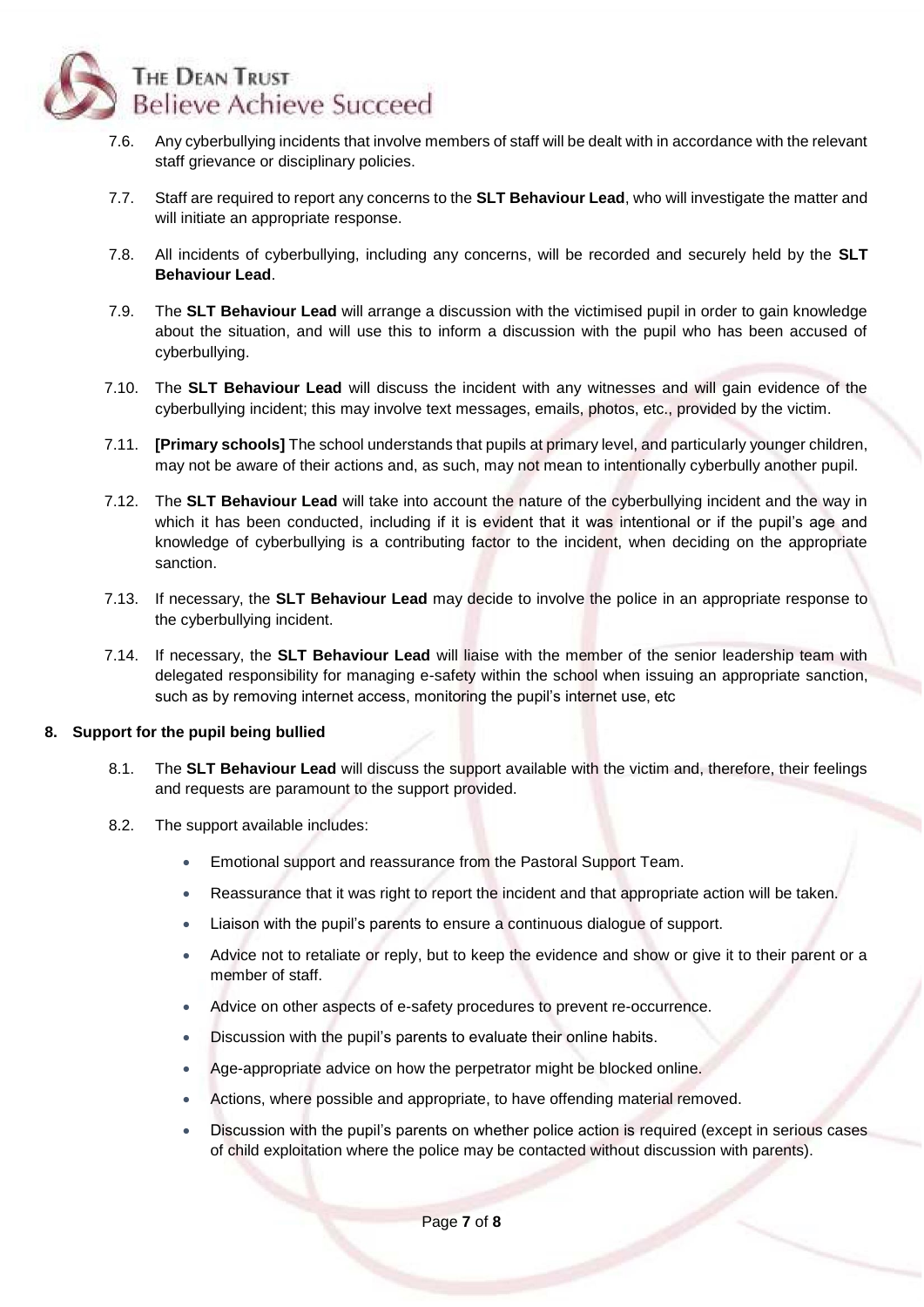7.6. Any cyberbullying incidents that involve members of staff will be dealt with in accordance with the relevant staff grievance or disciplinary policies.

7.7. Staff are required to report any concerns to the **SLT Behaviour Lead**, who will investigate the matter and will initiate an appropriate response.

7.8. All incidents of cyberbullying, including any concerns, will be recorded and securely held by the **SLT Behaviour Lead**.

7.9. The **SLT Behaviour Lead** will arrange a discussion with the victimised pupil in order to gain knowledge about the situation, and will use this to inform a discussion with the pupil who has been accused of cyberbullying.

7.10. The **SLT Behaviour Lead** will discuss the incident with any witnesses and will gain evidence of the cyberbullying incident; this may involve text messages, emails, photos, etc., provided by the victim.

7.11. **[Primary schools]** The school understands that pupils at primary level, and particularly younger children, may not be aware of their actions and, as such, may not mean to intentionally cyberbully another pupil.

7.12. The **SLT Behaviour Lead** will take into account the nature of the cyberbullying incident and the way in which it has been conducted, including if it is evident that it was intentional or if the pupil's age and knowledge of cyberbullying is a contributing factor to the incident, when deciding on the appropriate sanction.

7.13. If necessary, the **SLT Behaviour Lead** may decide to involve the police in an appropriate response to the cyberbullying incident.

7.14. If necessary, the **SLT Behaviour Lead** will liaise with the member of the senior leadership team with delegated responsibility for managing e-safety within the school when issuing an appropriate sanction, such as by removing internet access, monitoring the pupil's internet use, etc

## 8. Support for the pupil being bullied

8.1. The **SLT Behaviour Lead** will discuss the support available with the victim and, therefore, their feelings and requests are paramount to the support provided.

8.2. The support available includes:

- Emotional support and reassurance from the Pastoral Support Team.
- Reassurance that it was right to report the incident and that appropriate action will be taken.
- Liaison with the pupil's parents to ensure a continuous dialogue of support.
- Advice not to retaliate or reply, but to keep the evidence and show or give it to their parent or a member of staff.
- Advice on other aspects of e-safety procedures to prevent re-occurrence.
- Discussion with the pupil's parents to evaluate their online habits.
- Age-appropriate advice on how the perpetrator might be blocked online.
- Actions, where possible and appropriate, to have offending material removed.
- Discussion with the pupil's parents on whether police action is required (except in serious cases of child exploitation where the police may be contacted without discussion with parents).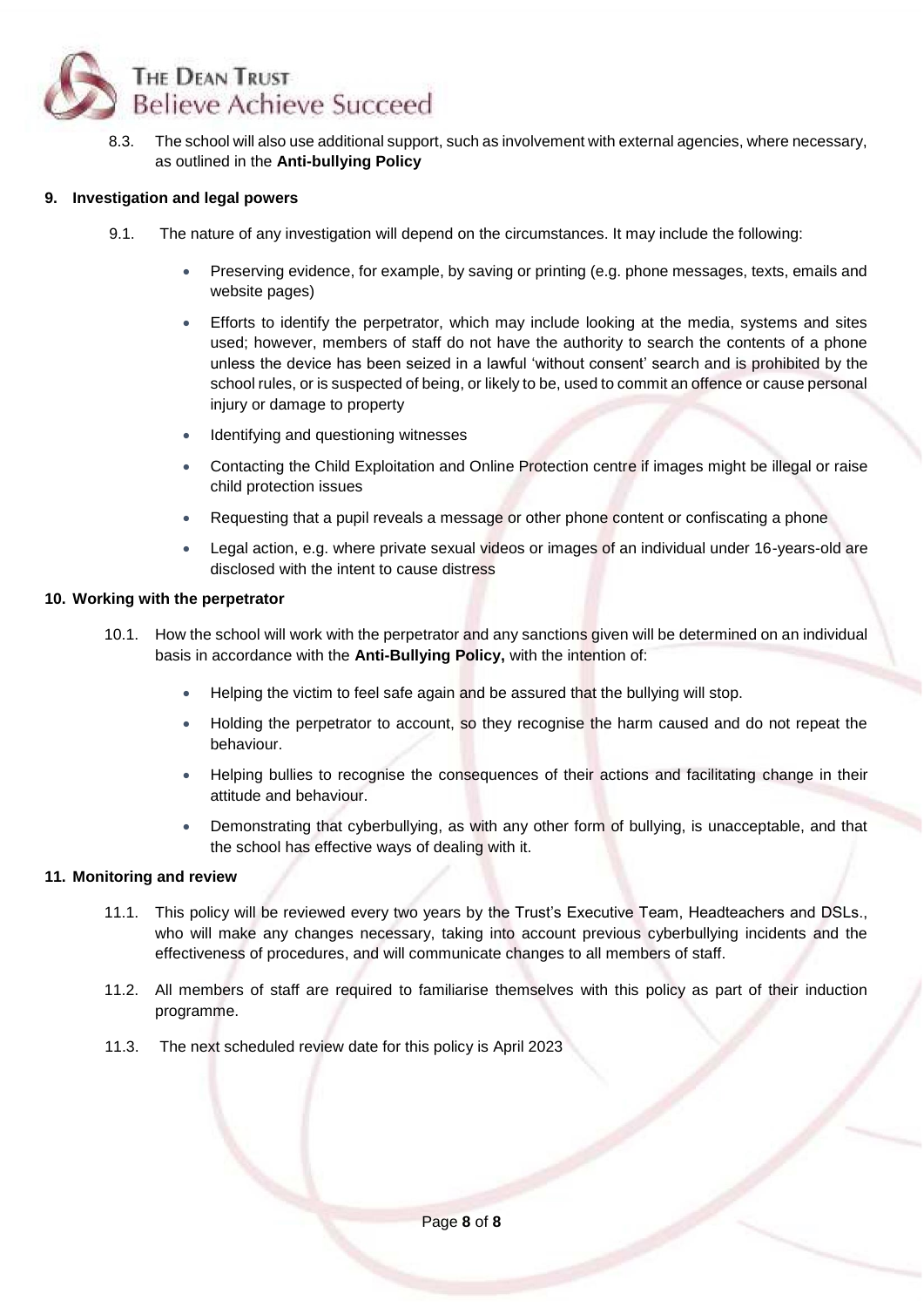8.3. The school will also use additional support, such as involvement with external agencies, where necessary, as outlined in the **Anti-bullying Policy**

## 9. Investigation and legal powers

9.1. The nature of any investigation will depend on the circumstances. It may include the following:

- Preserving evidence, for example, by saving or printing (e.g. phone messages, texts, emails and website pages)
- Efforts to identify the perpetrator, which may include looking at the media, systems and sites used; however, members of staff do not have the authority to search the contents of a phone unless the device has been seized in a lawful 'without consent' search and is prohibited by the school rules, or is suspected of being, or likely to be, used to commit an offence or cause personal injury or damage to property
- Identifying and questioning witnesses
- Contacting the Child Exploitation and Online Protection centre if images might be illegal or raise child protection issues
- Requesting that a pupil reveals a message or other phone content or confiscating a phone
- Legal action, e.g. where private sexual videos or images of an individual under 16-years-old are disclosed with the intent to cause distress

## 10. Working with the perpetrator

10.1. How the school will work with the perpetrator and any sanctions given will be determined on an individual basis in accordance with the **Anti-Bullying Policy,** with the intention of:

- Helping the victim to feel safe again and be assured that the bullying will stop.
- Holding the perpetrator to account, so they recognise the harm caused and do not repeat the behaviour.
- Helping bullies to recognise the consequences of their actions and facilitating change in their attitude and behaviour.
- Demonstrating that cyberbullying, as with any other form of bullying, is unacceptable, and that the school has effective ways of dealing with it.

## 11. Monitoring and review

11.1. This policy will be reviewed every two years by the Trust's Executive Team, Headteachers and DSLs., who will make any changes necessary, taking into account previous cyberbullying incidents and the effectiveness of procedures, and will communicate changes to all members of staff.

11.2. All members of staff are required to familiarise themselves with this policy as part of their induction programme.

11.3. The next scheduled review date for this policy is April 2023